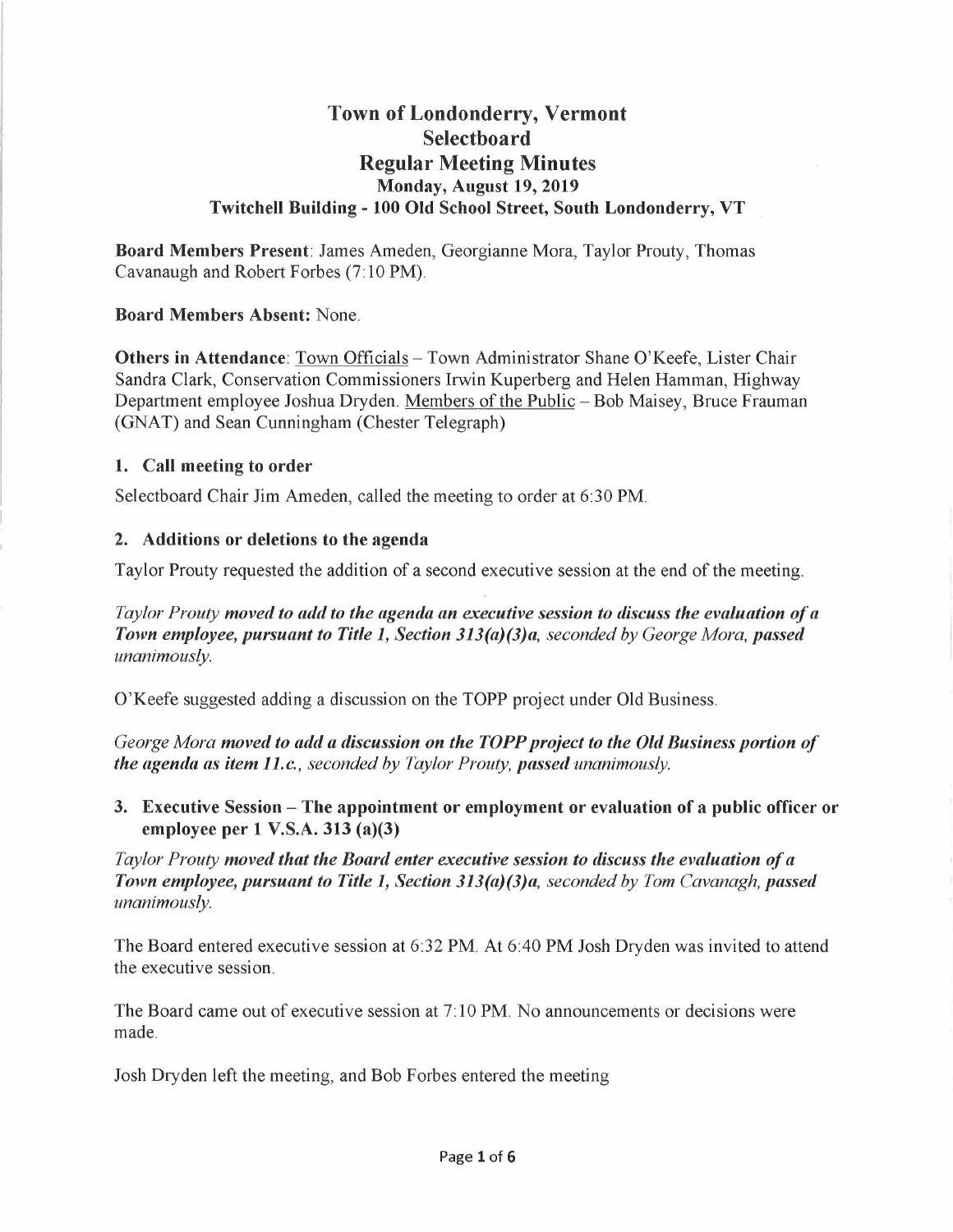# Town of Londonderry, Vermont
## Selectboard
## Regular Meeting Minutes
### Monday, August 19, 2019
### Twitchell Building - 100 Old School Street, South Londonderry, VT

**Board Members Present**: James Ameden, Georgianne Mora, Taylor Prouty, Thomas Cavanaugh and Robert Forbes (7:10 PM).

**Board Members Absent:** None.

**Others in Attendance**: Town Officials – Town Administrator Shane O'Keefe, Lister Chair Sandra Clark, Conservation Commissioners Irwin Kuperberg and Helen Hamman, Highway Department employee Joshua Dryden. Members of the Public – Bob Maisey, Bruce Frauman (GNAT) and Sean Cunningham (Chester Telegraph)

### 1. Call meeting to order

Selectboard Chair Jim Ameden, called the meeting to order at 6:30 PM.

### 2. Additions or deletions to the agenda

Taylor Prouty requested the addition of a second executive session at the end of the meeting.

*Taylor Prouty* ***moved to add to the agenda an executive session to discuss the evaluation of a Town employee, pursuant to Title 1, Section 313(a)(3)a****, seconded by George Mora,* ***passed*** *unanimously.*

O'Keefe suggested adding a discussion on the TOPP project under Old Business.

*George Mora* ***moved to add a discussion on the TOPP project to the Old Business portion of the agenda as item 11.c.****, seconded by Taylor Prouty,* ***passed*** *unanimously.*

### 3. Executive Session – The appointment or employment or evaluation of a public officer or employee per 1 V.S.A. 313 (a)(3)

*Taylor Prouty* ***moved that the Board enter executive session to discuss the evaluation of a Town employee, pursuant to Title 1, Section 313(a)(3)a****, seconded by Tom Cavanagh,* ***passed*** *unanimously.*

The Board entered executive session at 6:32 PM. At 6:40 PM Josh Dryden was invited to attend the executive session.

The Board came out of executive session at 7:10 PM. No announcements or decisions were made.

Josh Dryden left the meeting, and Bob Forbes entered the meeting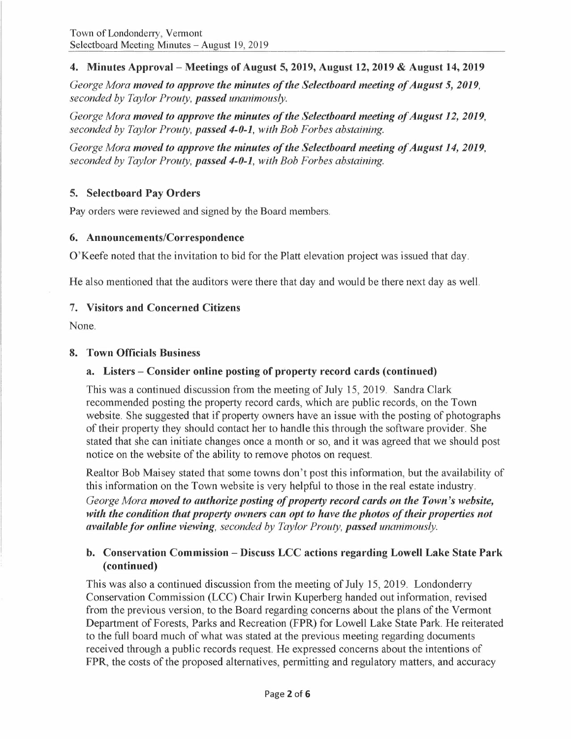## 4. Minutes Approval – Meetings of August 5, 2019, August 12, 2019 & August 14, 2019

*George Mora **moved to approve the minutes of the Selectboard meeting of August 5, 2019**, seconded by Taylor Prouty, **passed** unanimously.*

*George Mora **moved to approve the minutes of the Selectboard meeting of August 12, 2019**, seconded by Taylor Prouty, **passed 4-0-1**, with Bob Forbes abstaining.*

*George Mora **moved to approve the minutes of the Selectboard meeting of August 14, 2019**, seconded by Taylor Prouty, **passed 4-0-1**, with Bob Forbes abstaining.*

## 5. Selectboard Pay Orders

Pay orders were reviewed and signed by the Board members.

## 6. Announcements/Correspondence

O'Keefe noted that the invitation to bid for the Platt elevation project was issued that day.

He also mentioned that the auditors were there that day and would be there next day as well.

## 7. Visitors and Concerned Citizens

None.

## 8. Town Officials Business

### a. Listers – Consider online posting of property record cards (continued)

This was a continued discussion from the meeting of July 15, 2019. Sandra Clark recommended posting the property record cards, which are public records, on the Town website. She suggested that if property owners have an issue with the posting of photographs of their property they should contact her to handle this through the software provider. She stated that she can initiate changes once a month or so, and it was agreed that we should post notice on the website of the ability to remove photos on request.

Realtor Bob Maisey stated that some towns don't post this information, but the availability of this information on the Town website is very helpful to those in the real estate industry.

*George Mora **moved to authorize posting of property record cards on the Town's website, with the condition that property owners can opt to have the photos of their properties not available for online viewing**, seconded by Taylor Prouty, **passed** unanimously.*

### b. Conservation Commission – Discuss LCC actions regarding Lowell Lake State Park (continued)

This was also a continued discussion from the meeting of July 15, 2019. Londonderry Conservation Commission (LCC) Chair Irwin Kuperberg handed out information, revised from the previous version, to the Board regarding concerns about the plans of the Vermont Department of Forests, Parks and Recreation (FPR) for Lowell Lake State Park. He reiterated to the full board much of what was stated at the previous meeting regarding documents received through a public records request. He expressed concerns about the intentions of FPR, the costs of the proposed alternatives, permitting and regulatory matters, and accuracy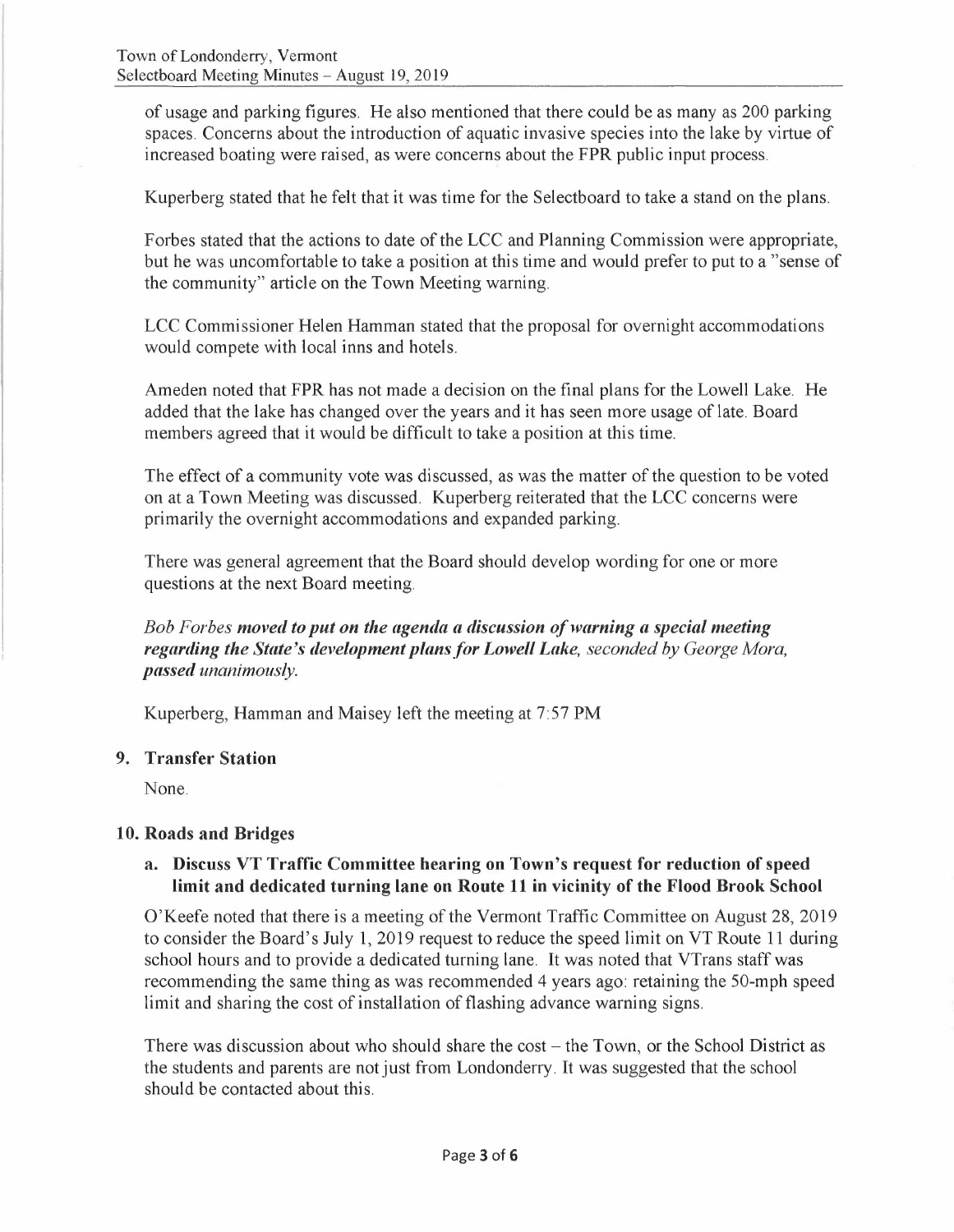of usage and parking figures. He also mentioned that there could be as many as 200 parking spaces. Concerns about the introduction of aquatic invasive species into the lake by virtue of increased boating were raised, as were concerns about the FPR public input process.

Kuperberg stated that he felt that it was time for the Selectboard to take a stand on the plans.

Forbes stated that the actions to date of the LCC and Planning Commission were appropriate, but he was uncomfortable to take a position at this time and would prefer to put to a "sense of the community" article on the Town Meeting warning.

LCC Commissioner Helen Hamman stated that the proposal for overnight accommodations would compete with local inns and hotels.

Ameden noted that FPR has not made a decision on the final plans for the Lowell Lake. He added that the lake has changed over the years and it has seen more usage of late. Board members agreed that it would be difficult to take a position at this time.

The effect of a community vote was discussed, as was the matter of the question to be voted on at a Town Meeting was discussed. Kuperberg reiterated that the LCC concerns were primarily the overnight accommodations and expanded parking.

There was general agreement that the Board should develop wording for one or more questions at the next Board meeting.

*Bob Forbes* ***moved to put on the agenda a discussion of warning a special meeting regarding the State's development plans for Lowell Lake,*** *seconded by George Mora,* ***passed*** *unanimously.*

Kuperberg, Hamman and Maisey left the meeting at 7:57 PM

## 9. Transfer Station

None.

## 10. Roads and Bridges

### a. Discuss VT Traffic Committee hearing on Town's request for reduction of speed limit and dedicated turning lane on Route 11 in vicinity of the Flood Brook School

O'Keefe noted that there is a meeting of the Vermont Traffic Committee on August 28, 2019 to consider the Board's July 1, 2019 request to reduce the speed limit on VT Route 11 during school hours and to provide a dedicated turning lane. It was noted that VTrans staff was recommending the same thing as was recommended 4 years ago: retaining the 50-mph speed limit and sharing the cost of installation of flashing advance warning signs.

There was discussion about who should share the cost – the Town, or the School District as the students and parents are not just from Londonderry. It was suggested that the school should be contacted about this.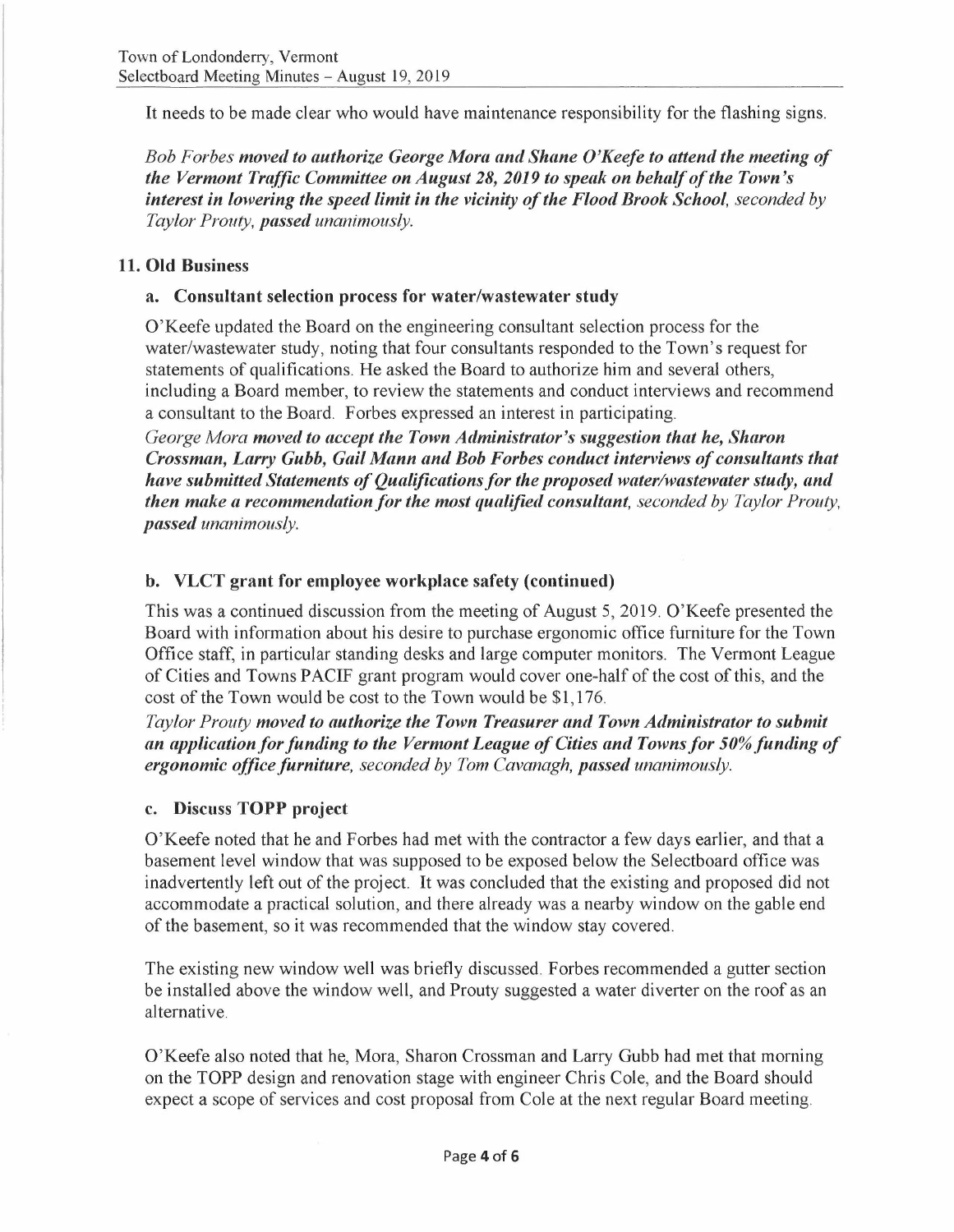It needs to be made clear who would have maintenance responsibility for the flashing signs.

*Bob Forbes* ***moved to authorize George Mora and Shane O'Keefe to attend the meeting of the Vermont Traffic Committee on August 28, 2019 to speak on behalf of the Town's interest in lowering the speed limit in the vicinity of the Flood Brook School,*** *seconded by Taylor Prouty,* ***passed*** *unanimously.*

## 11. Old Business

### a. Consultant selection process for water/wastewater study

O'Keefe updated the Board on the engineering consultant selection process for the water/wastewater study, noting that four consultants responded to the Town's request for statements of qualifications. He asked the Board to authorize him and several others, including a Board member, to review the statements and conduct interviews and recommend a consultant to the Board. Forbes expressed an interest in participating.

*George Mora* ***moved to accept the Town Administrator's suggestion that he, Sharon Crossman, Larry Gubb, Gail Mann and Bob Forbes conduct interviews of consultants that have submitted Statements of Qualifications for the proposed water/wastewater study, and then make a recommendation for the most qualified consultant,*** *seconded by Taylor Prouty,* ***passed*** *unanimously.*

### b. VLCT grant for employee workplace safety (continued)

This was a continued discussion from the meeting of August 5, 2019. O'Keefe presented the Board with information about his desire to purchase ergonomic office furniture for the Town Office staff, in particular standing desks and large computer monitors. The Vermont League of Cities and Towns PACIF grant program would cover one-half of the cost of this, and the cost of the Town would be cost to the Town would be $1,176.

*Taylor Prouty* ***moved to authorize the Town Treasurer and Town Administrator to submit an application for funding to the Vermont League of Cities and Towns for 50% funding of ergonomic office furniture,*** *seconded by Tom Cavanagh,* ***passed*** *unanimously.*

### c. Discuss TOPP project

O'Keefe noted that he and Forbes had met with the contractor a few days earlier, and that a basement level window that was supposed to be exposed below the Selectboard office was inadvertently left out of the project. It was concluded that the existing and proposed did not accommodate a practical solution, and there already was a nearby window on the gable end of the basement, so it was recommended that the window stay covered.

The existing new window well was briefly discussed. Forbes recommended a gutter section be installed above the window well, and Prouty suggested a water diverter on the roof as an alternative.

O'Keefe also noted that he, Mora, Sharon Crossman and Larry Gubb had met that morning on the TOPP design and renovation stage with engineer Chris Cole, and the Board should expect a scope of services and cost proposal from Cole at the next regular Board meeting.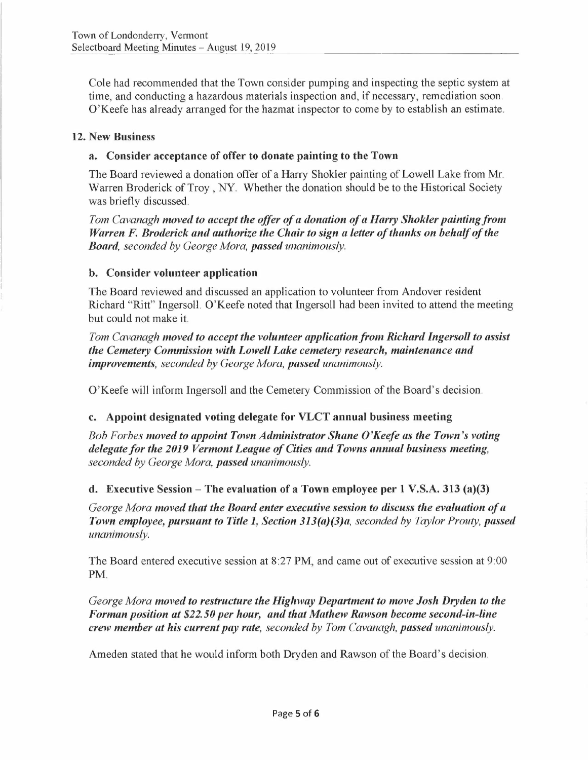Cole had recommended that the Town consider pumping and inspecting the septic system at time, and conducting a hazardous materials inspection and, if necessary, remediation soon. O'Keefe has already arranged for the hazmat inspector to come by to establish an estimate.

## 12. New Business

### a. Consider acceptance of offer to donate painting to the Town

The Board reviewed a donation offer of a Harry Shokler painting of Lowell Lake from Mr. Warren Broderick of Troy , NY. Whether the donation should be to the Historical Society was briefly discussed.

*Tom Cavanagh* ***moved to accept the offer of a donation of a Harry Shokler painting from Warren F. Broderick and authorize the Chair to sign a letter of thanks on behalf of the Board,*** *seconded by George Mora,* ***passed*** *unanimously.*

### b. Consider volunteer application

The Board reviewed and discussed an application to volunteer from Andover resident Richard "Ritt" Ingersoll. O'Keefe noted that Ingersoll had been invited to attend the meeting but could not make it.

*Tom Cavanagh* ***moved to accept the volunteer application from Richard Ingersoll to assist the Cemetery Commission with Lowell Lake cemetery research, maintenance and improvements,*** *seconded by George Mora,* ***passed*** *unanimously.*

O'Keefe will inform Ingersoll and the Cemetery Commission of the Board's decision.

### c. Appoint designated voting delegate for VLCT annual business meeting

*Bob Forbes* ***moved to appoint Town Administrator Shane O'Keefe as the Town's voting delegate for the 2019 Vermont League of Cities and Towns annual business meeting,*** *seconded by George Mora,* ***passed*** *unanimously.*

### d. Executive Session – The evaluation of a Town employee per 1 V.S.A. 313 (a)(3)

*George Mora* ***moved that the Board enter executive session to discuss the evaluation of a Town employee, pursuant to Title 1, Section 313(a)(3)a,*** *seconded by Taylor Prouty,* ***passed*** *unanimously.*

The Board entered executive session at 8:27 PM, and came out of executive session at 9:00 PM.

*George Mora* ***moved to restructure the Highway Department to move Josh Dryden to the Forman position at $22.50 per hour, and that Mathew Rawson become second-in-line crew member at his current pay rate,*** *seconded by Tom Cavanagh,* ***passed*** *unanimously.*

Ameden stated that he would inform both Dryden and Rawson of the Board's decision.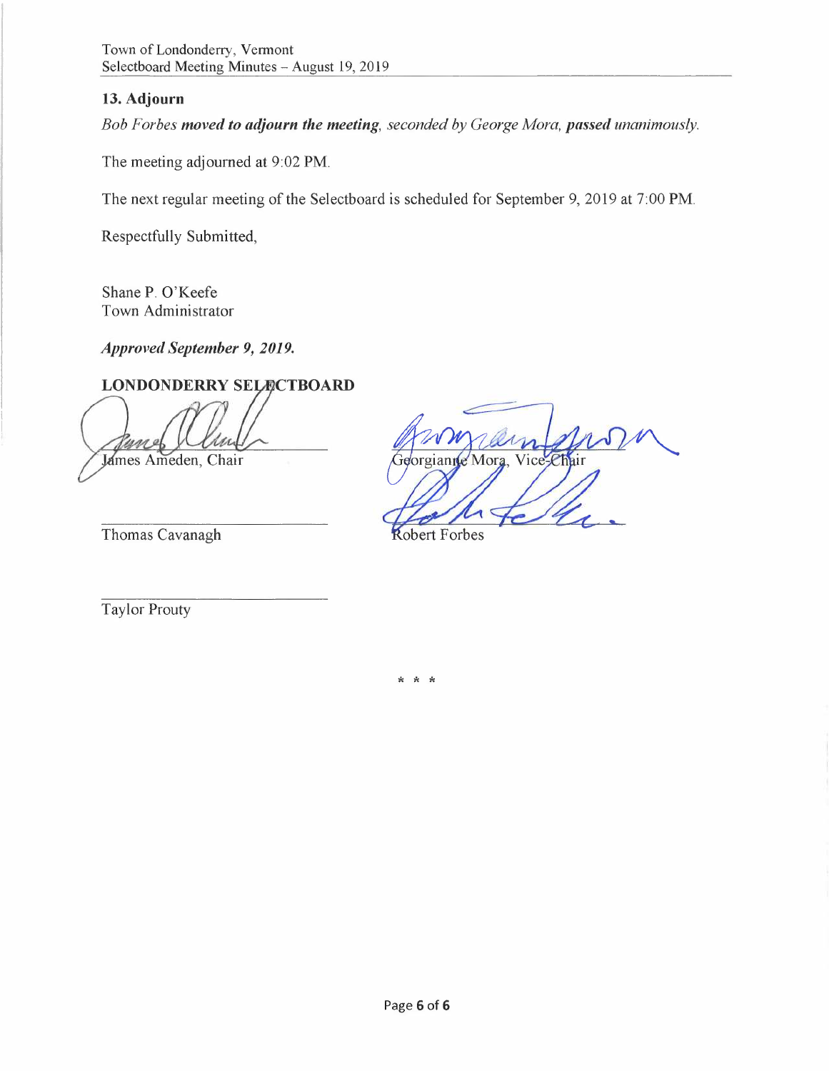## 13. Adjourn

*Bob Forbes **moved to adjourn the meeting**, seconded by George Mora, **passed** unanimously.*

The meeting adjourned at 9:02 PM.

The next regular meeting of the Selectboard is scheduled for September 9, 2019 at 7:00 PM.

Respectfully Submitted,

Shane P. O'Keefe
Town Administrator

***Approved September 9, 2019.***

**LONDONDERRY SELECTBOARD**

James Ameden, Chair

Georgianne Mora, Vice-Chair

Thomas Cavanagh

Robert Forbes

Taylor Prouty

\* \* \*